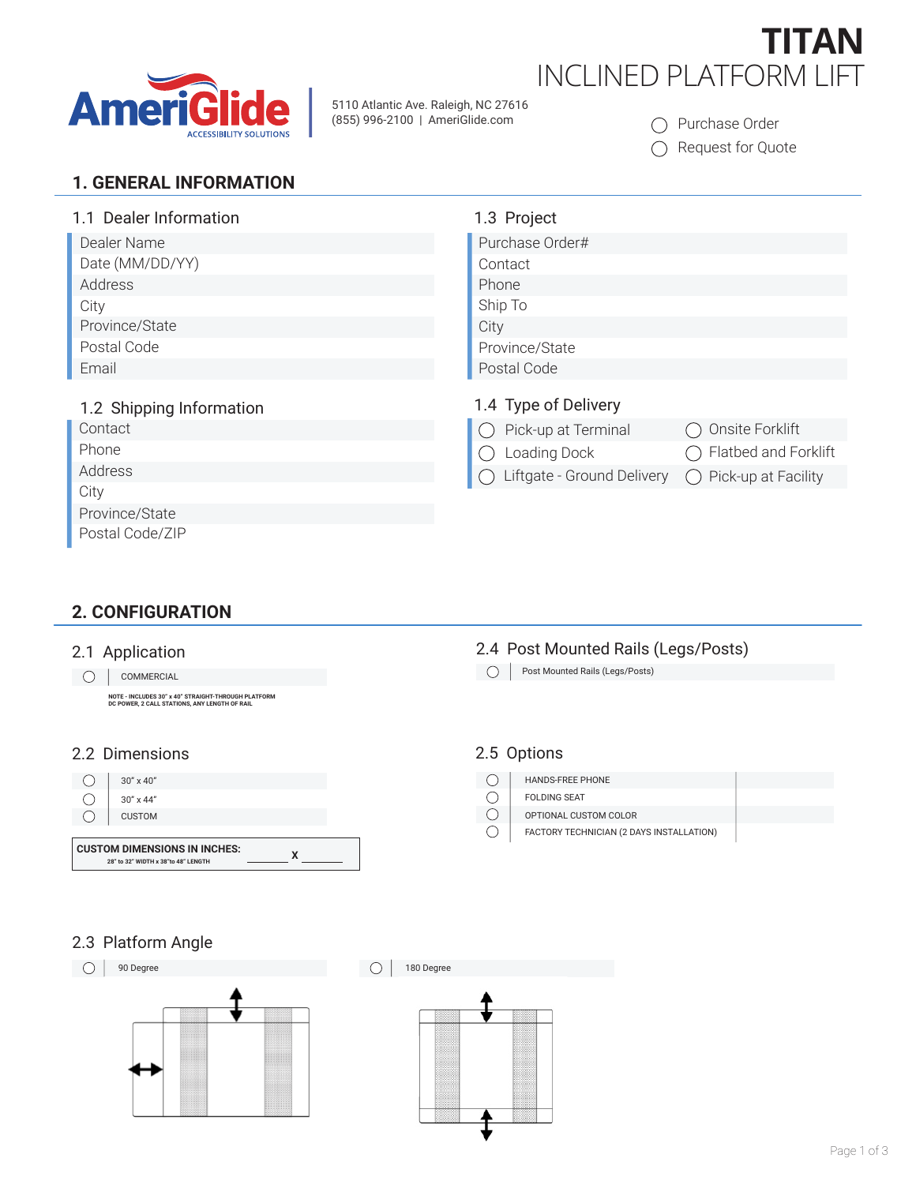# TITAN

## INCLINED PLATFORM LIFT

AmeriGlide ACCESSIBILITY SOLUTIONS

5110 Atlantic Ave. Raleigh, NC 27616
(855) 996-2100 | AmeriGlide.com

◯ Purchase Order
◯ Request for Quote

## 1. GENERAL INFORMATION

### 1.1 Dealer Information

| Dealer Name | |
|---|---|
| Date (MM/DD/YY) | |
| Address | |
| City | |
| Province/State | |
| Postal Code | |
| Email | |

### 1.3 Project

| Purchase Order# | |
|---|---|
| Contact | |
| Phone | |
| Ship To | |
| City | |
| Province/State | |
| Postal Code | |

### 1.2 Shipping Information

| Contact | |
|---|---|
| Phone | |
| Address | |
| City | |
| Province/State | |
| Postal Code/ZIP | |

### 1.4 Type of Delivery

| | |
|---|---|
| ◯ Pick-up at Terminal | ◯ Onsite Forklift |
| ◯ Loading Dock | ◯ Flatbed and Forklift |
| ◯ Liftgate - Ground Delivery | ◯ Pick-up at Facility |

## 2. CONFIGURATION

### 2.1 Application

◯ COMMERCIAL

NOTE - INCLUDES 30" x 40" STRAIGHT-THROUGH PLATFORM
DC POWER, 2 CALL STATIONS, ANY LENGTH OF RAIL

### 2.4 Post Mounted Rails (Legs/Posts)

◯ Post Mounted Rails (Legs/Posts)

### 2.2 Dimensions

◯ 30" x 40"
◯ 30" x 44"
◯ CUSTOM

**CUSTOM DIMENSIONS IN INCHES:** ________ X ________
28" to 32" WIDTH x 38"to 48" LENGTH

### 2.5 Options

◯ HANDS-FREE PHONE
◯ FOLDING SEAT
◯ OPTIONAL CUSTOM COLOR
◯ FACTORY TECHNICIAN (2 DAYS INSTALLATION)

### 2.3 Platform Angle

◯ 90 Degree

◯ 180 Degree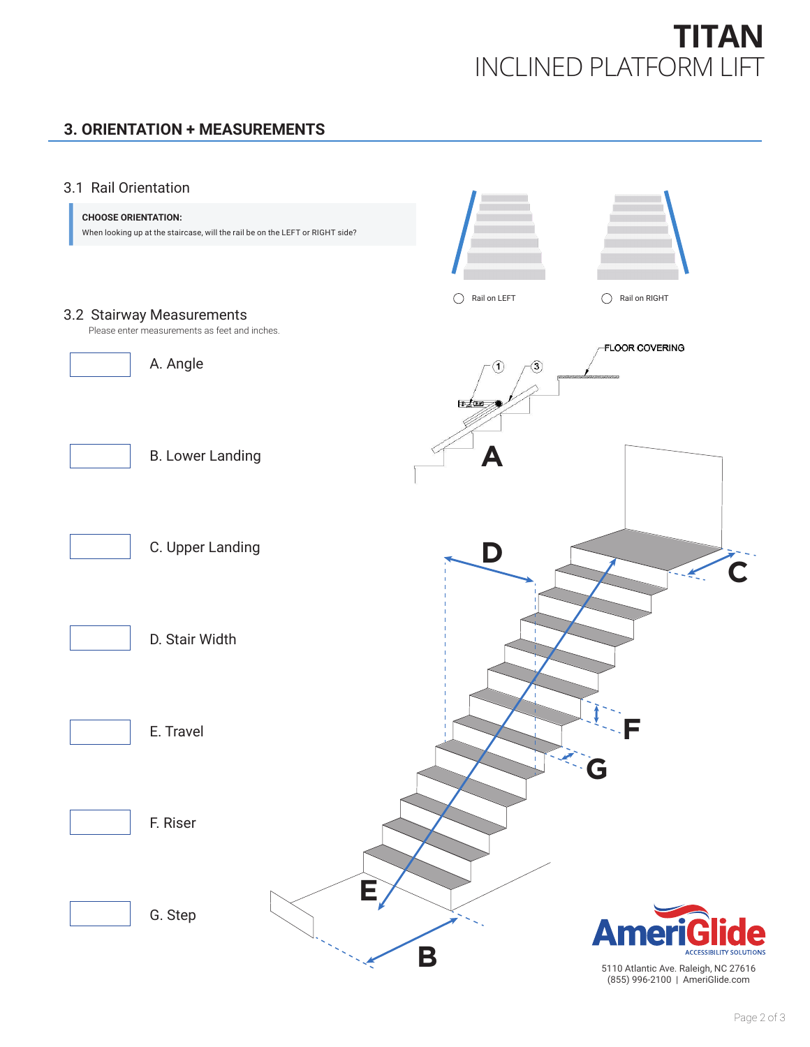# TITAN
INCLINED PLATFORM LIFT

## 3. ORIENTATION + MEASUREMENTS

### 3.1 Rail Orientation

**CHOOSE ORIENTATION:**
When looking up at the staircase, will the rail be on the LEFT or RIGHT side?

◯ Rail on LEFT ◯ Rail on RIGHT

### 3.2 Stairway Measurements

Please enter measurements as feet and inches.

A. Angle

B. Lower Landing

C. Upper Landing

D. Stair Width

E. Travel

F. Riser

G. Step

FLOOR COVERING

AmeriGlide
ACCESSIBILITY SOLUTIONS

5110 Atlantic Ave. Raleigh, NC 27616
(855) 996-2100 | AmeriGlide.com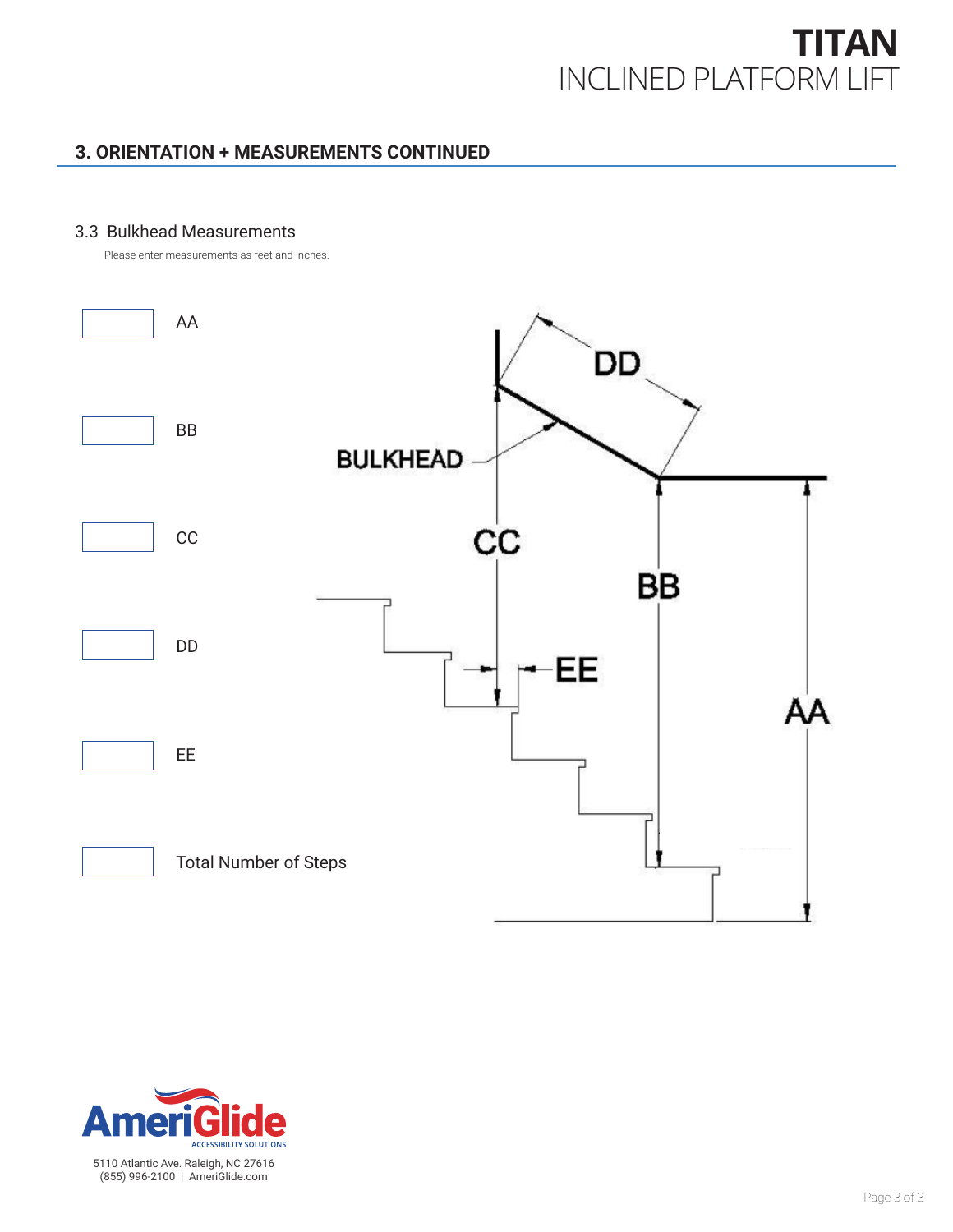## 3. ORIENTATION + MEASUREMENTS CONTINUED

### 3.3 Bulkhead Measurements

Please enter measurements as feet and inches.

AA

BB

CC

DD

EE

Total Number of Steps

DD

BULKHEAD

CC

BB

EE

AA

5110 Atlantic Ave. Raleigh, NC 27616
(855) 996-2100 | AmeriGlide.com